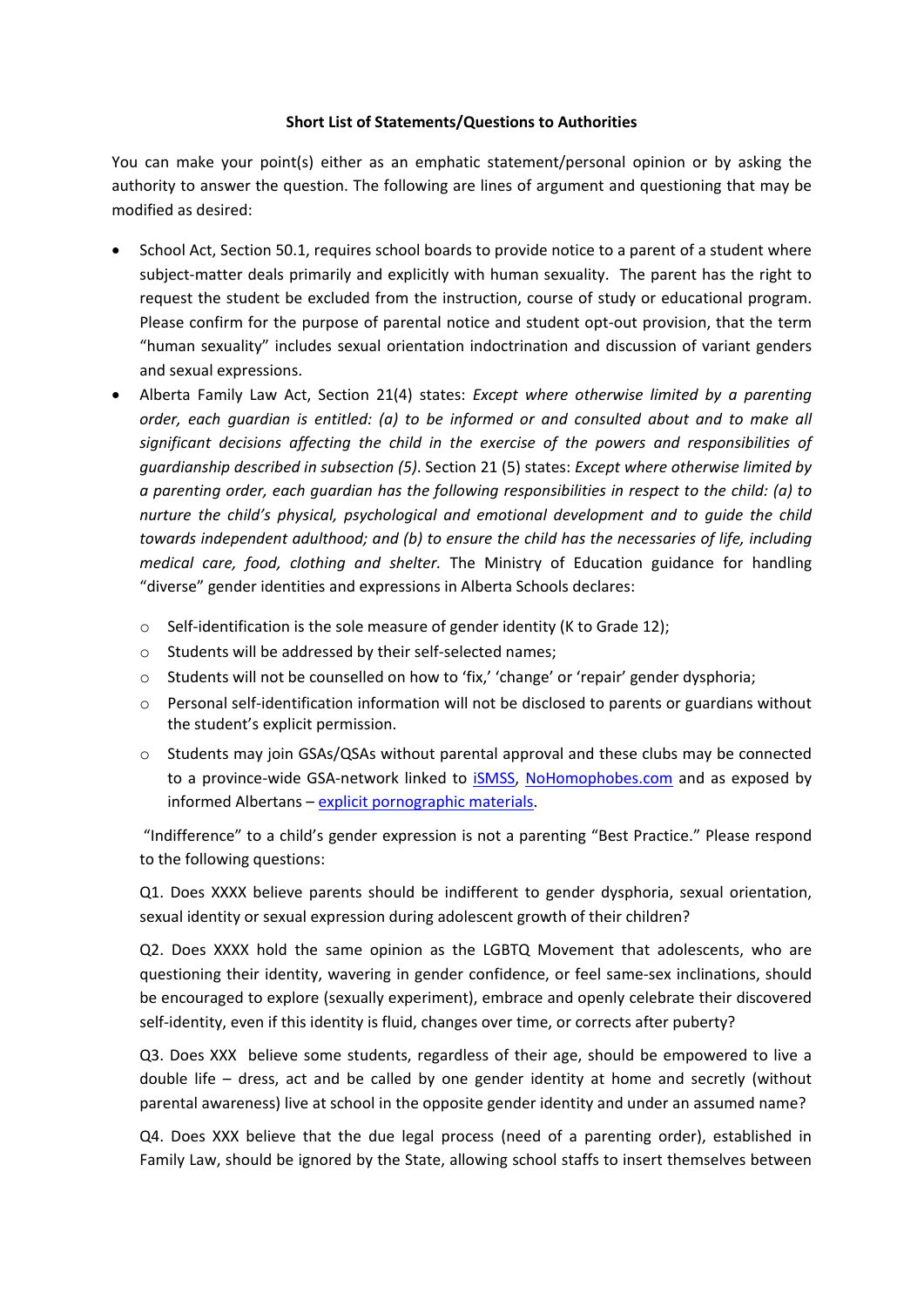**Short List of Statements/Questions to Authorities**

You can make your point(s) either as an emphatic statement/personal opinion or by asking the authority to answer the question. The following are lines of argument and questioning that may be modified as desired:

- School Act, Section 50.1, requires school boards to provide notice to a parent of a student where subject-matter deals primarily and explicitly with human sexuality. The parent has the right to request the student be excluded from the instruction, course of study or educational program. Please confirm for the purpose of parental notice and student opt-out provision, that the term "human sexuality" includes sexual orientation indoctrination and discussion of variant genders and sexual expressions.
- Alberta Family Law Act, Section 21(4) states: *Except where otherwise limited by a parenting order, each guardian is entitled: (a) to be informed or and consulted about and to make all significant decisions affecting the child in the exercise of the powers and responsibilities of guardianship described in subsection (5)*. Section 21 (5) states: *Except where otherwise limited by a parenting order, each guardian has the following responsibilities in respect to the child: (a) to nurture the child's physical, psychological and emotional development and to guide the child towards independent adulthood; and (b) to ensure the child has the necessaries of life, including medical care, food, clothing and shelter.* The Ministry of Education guidance for handling "diverse" gender identities and expressions in Alberta Schools declares:
  - Self-identification is the sole measure of gender identity (K to Grade 12);
  - Students will be addressed by their self-selected names;
  - Students will not be counselled on how to 'fix,' 'change' or 'repair' gender dysphoria;
  - Personal self-identification information will not be disclosed to parents or guardians without the student's explicit permission.
  - Students may join GSAs/QSAs without parental approval and these clubs may be connected to a province-wide GSA-network linked to iSMSS, NoHomophobes.com and as exposed by informed Albertans – explicit pornographic materials.

  "Indifference" to a child's gender expression is not a parenting "Best Practice." Please respond to the following questions:

  Q1. Does XXXX believe parents should be indifferent to gender dysphoria, sexual orientation, sexual identity or sexual expression during adolescent growth of their children?

  Q2. Does XXXX hold the same opinion as the LGBTQ Movement that adolescents, who are questioning their identity, wavering in gender confidence, or feel same-sex inclinations, should be encouraged to explore (sexually experiment), embrace and openly celebrate their discovered self-identity, even if this identity is fluid, changes over time, or corrects after puberty?

  Q3. Does XXX believe some students, regardless of their age, should be empowered to live a double life – dress, act and be called by one gender identity at home and secretly (without parental awareness) live at school in the opposite gender identity and under an assumed name?

  Q4. Does XXX believe that the due legal process (need of a parenting order), established in Family Law, should be ignored by the State, allowing school staffs to insert themselves between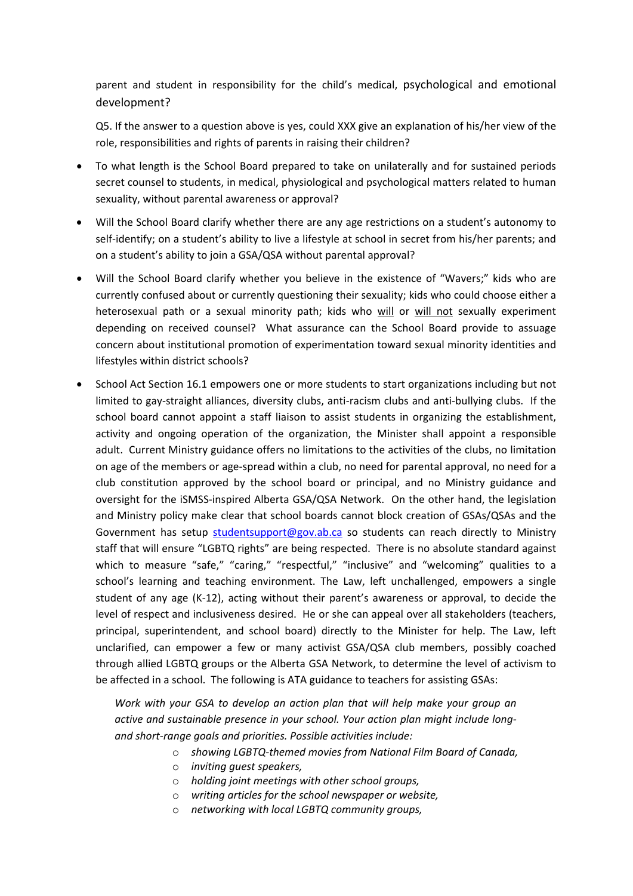parent and student in responsibility for the child's medical, psychological and emotional development?

Q5. If the answer to a question above is yes, could XXX give an explanation of his/her view of the role, responsibilities and rights of parents in raising their children?

- To what length is the School Board prepared to take on unilaterally and for sustained periods secret counsel to students, in medical, physiological and psychological matters related to human sexuality, without parental awareness or approval?
- Will the School Board clarify whether there are any age restrictions on a student's autonomy to self-identify; on a student's ability to live a lifestyle at school in secret from his/her parents; and on a student's ability to join a GSA/QSA without parental approval?
- Will the School Board clarify whether you believe in the existence of "Wavers;" kids who are currently confused about or currently questioning their sexuality; kids who could choose either a heterosexual path or a sexual minority path; kids who <u>will</u> or <u>will not</u> sexually experiment depending on received counsel? What assurance can the School Board provide to assuage concern about institutional promotion of experimentation toward sexual minority identities and lifestyles within district schools?
- School Act Section 16.1 empowers one or more students to start organizations including but not limited to gay-straight alliances, diversity clubs, anti-racism clubs and anti-bullying clubs. If the school board cannot appoint a staff liaison to assist students in organizing the establishment, activity and ongoing operation of the organization, the Minister shall appoint a responsible adult. Current Ministry guidance offers no limitations to the activities of the clubs, no limitation on age of the members or age-spread within a club, no need for parental approval, no need for a club constitution approved by the school board or principal, and no Ministry guidance and oversight for the iSMSS-inspired Alberta GSA/QSA Network. On the other hand, the legislation and Ministry policy make clear that school boards cannot block creation of GSAs/QSAs and the Government has setup studentsupport@gov.ab.ca so students can reach directly to Ministry staff that will ensure "LGBTQ rights" are being respected. There is no absolute standard against which to measure "safe," "caring," "respectful," "inclusive" and "welcoming" qualities to a school's learning and teaching environment. The Law, left unchallenged, empowers a single student of any age (K-12), acting without their parent's awareness or approval, to decide the level of respect and inclusiveness desired. He or she can appeal over all stakeholders (teachers, principal, superintendent, and school board) directly to the Minister for help. The Law, left unclarified, can empower a few or many activist GSA/QSA club members, possibly coached through allied LGBTQ groups or the Alberta GSA Network, to determine the level of activism to be affected in a school. The following is ATA guidance to teachers for assisting GSAs:

  *Work with your GSA to develop an action plan that will help make your group an active and sustainable presence in your school. Your action plan might include long- and short-range goals and priorities. Possible activities include:*

  - *showing LGBTQ-themed movies from National Film Board of Canada,*
  - *inviting guest speakers,*
  - *holding joint meetings with other school groups,*
  - *writing articles for the school newspaper or website,*
  - *networking with local LGBTQ community groups,*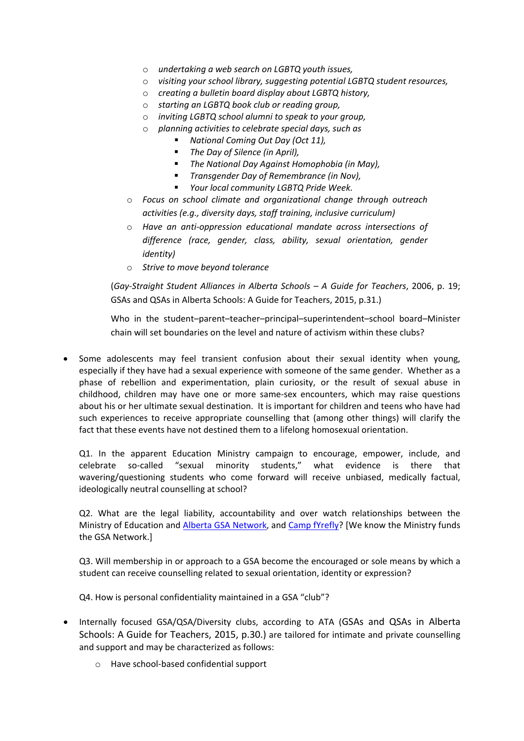- *undertaking a web search on LGBTQ youth issues,*
        - *visiting your school library, suggesting potential LGBTQ student resources,*
        - *creating a bulletin board display about LGBTQ history,*
        - *starting an LGBTQ book club or reading group,*
        - *inviting LGBTQ school alumni to speak to your group,*
        - *planning activities to celebrate special days, such as*
            - *National Coming Out Day (Oct 11),*
            - *The Day of Silence (in April),*
            - *The National Day Against Homophobia (in May),*
            - *Transgender Day of Remembrance (in Nov),*
            - *Your local community LGBTQ Pride Week.*
    - *Focus on school climate and organizational change through outreach activities (e.g., diversity days, staff training, inclusive curriculum)*
    - *Have an anti-oppression educational mandate across intersections of difference (race, gender, class, ability, sexual orientation, gender identity)*
    - *Strive to move beyond tolerance*

  (*Gay-Straight Student Alliances in Alberta Schools – A Guide for Teachers*, 2006, p. 19; GSAs and QSAs in Alberta Schools: A Guide for Teachers, 2015, p.31.)

  Who in the student–parent–teacher–principal–superintendent–school board–Minister chain will set boundaries on the level and nature of activism within these clubs?

- Some adolescents may feel transient confusion about their sexual identity when young, especially if they have had a sexual experience with someone of the same gender. Whether as a phase of rebellion and experimentation, plain curiosity, or the result of sexual abuse in childhood, children may have one or more same-sex encounters, which may raise questions about his or her ultimate sexual destination. It is important for children and teens who have had such experiences to receive appropriate counselling that (among other things) will clarify the fact that these events have not destined them to a lifelong homosexual orientation.

  Q1. In the apparent Education Ministry campaign to encourage, empower, include, and celebrate so-called "sexual minority students," what evidence is there that wavering/questioning students who come forward will receive unbiased, medically factual, ideologically neutral counselling at school?

  Q2. What are the legal liability, accountability and over watch relationships between the Ministry of Education and Alberta GSA Network, and Camp fYrefly? [We know the Ministry funds the GSA Network.]

  Q3. Will membership in or approach to a GSA become the encouraged or sole means by which a student can receive counselling related to sexual orientation, identity or expression?

  Q4. How is personal confidentiality maintained in a GSA "club"?

- Internally focused GSA/QSA/Diversity clubs, according to ATA (GSAs and QSAs in Alberta Schools: A Guide for Teachers, 2015, p.30.) are tailored for intimate and private counselling and support and may be characterized as follows:
    - Have school-based confidential support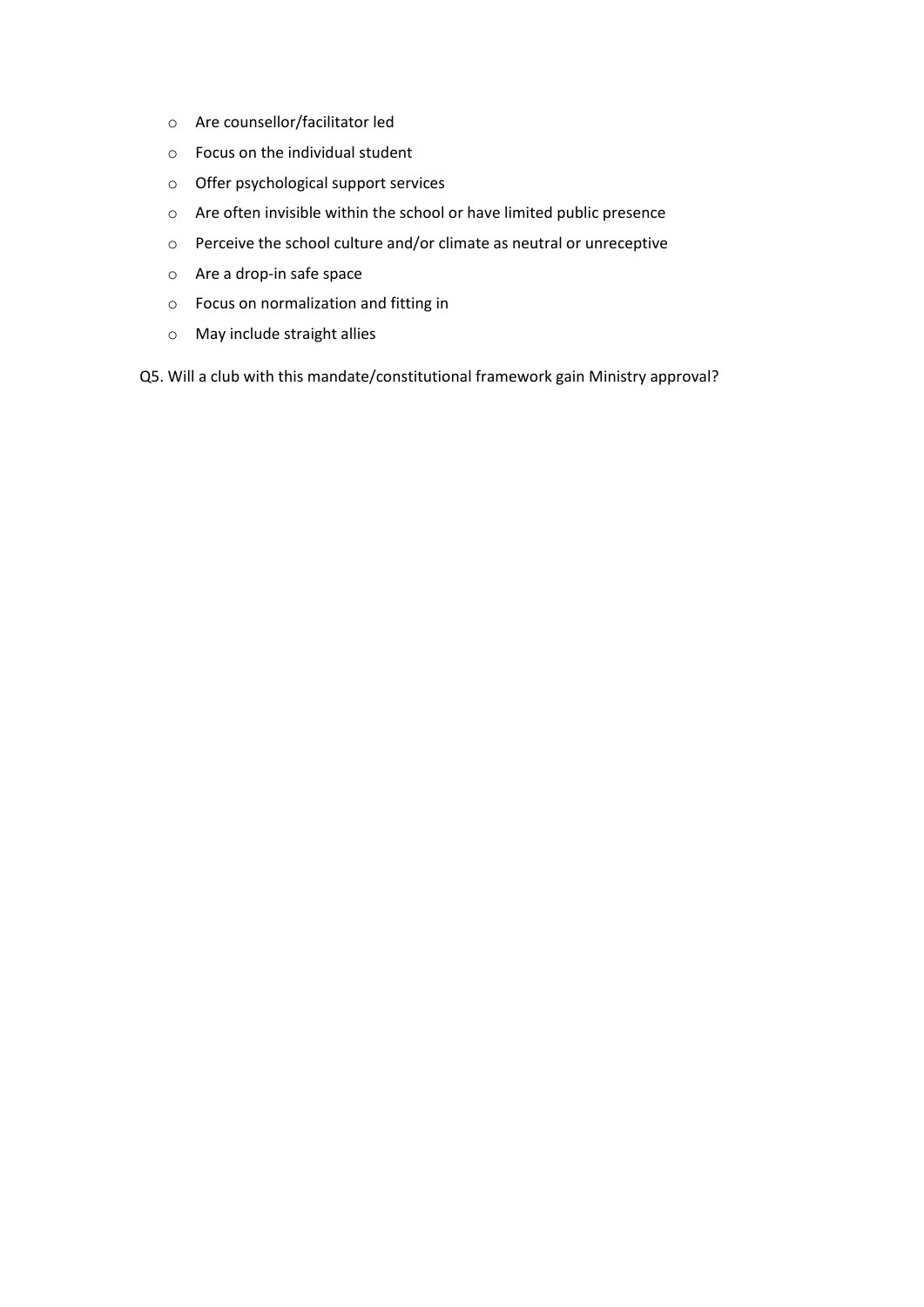- Are counsellor/facilitator led
- Focus on the individual student
- Offer psychological support services
- Are often invisible within the school or have limited public presence
- Perceive the school culture and/or climate as neutral or unreceptive
- Are a drop-in safe space
- Focus on normalization and fitting in
- May include straight allies

Q5. Will a club with this mandate/constitutional framework gain Ministry approval?